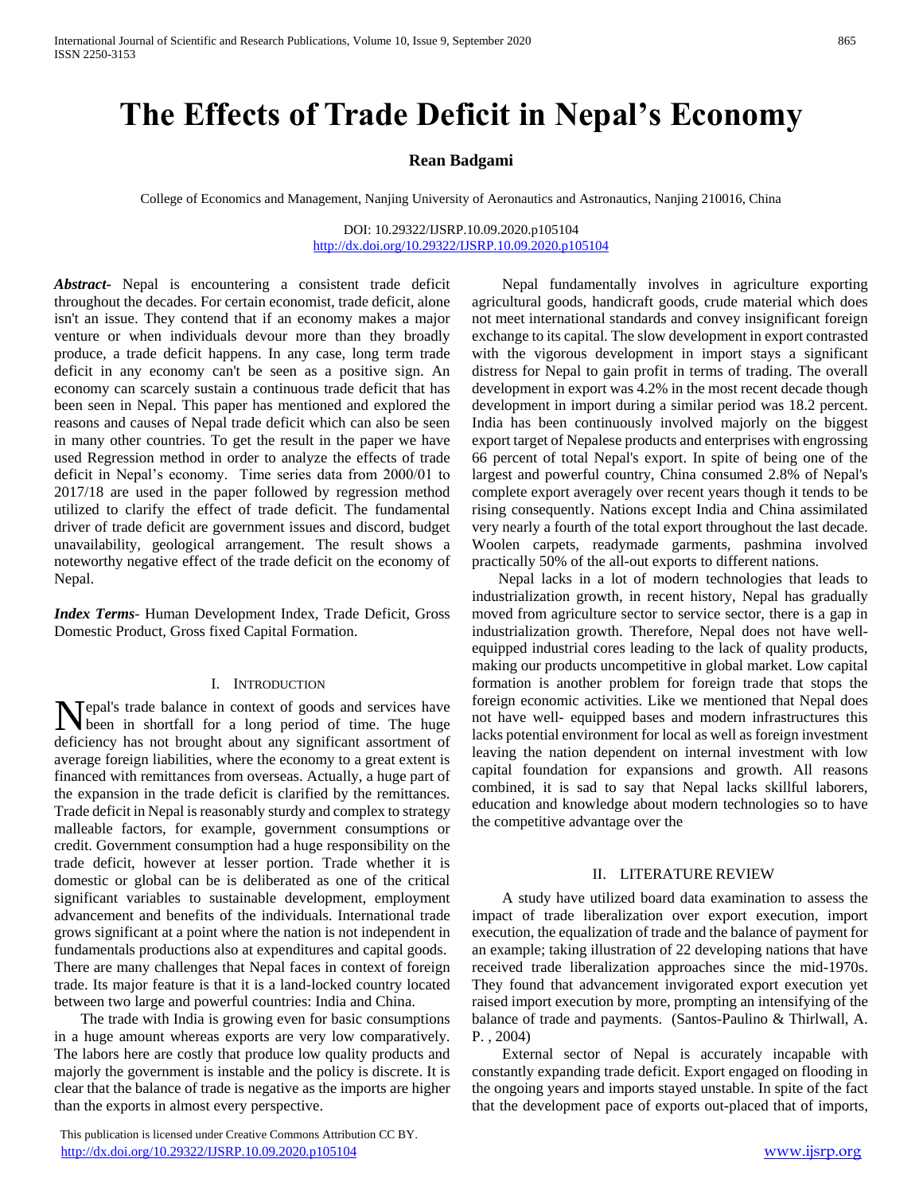# The Effects of Trade Deficit in Nepal's Economy

**Rean Badgami**

College of Economics and Management, Nanjing University of Aeronautics and Astronautics, Nanjing 210016, China

DOI: 10.29322/IJSRP.10.09.2020.p105104
http://dx.doi.org/10.29322/IJSRP.10.09.2020.p105104

***Abstract***- Nepal is encountering a consistent trade deficit throughout the decades. For certain economist, trade deficit, alone isn't an issue. They contend that if an economy makes a major venture or when individuals devour more than they broadly produce, a trade deficit happens. In any case, long term trade deficit in any economy can't be seen as a positive sign. An economy can scarcely sustain a continuous trade deficit that has been seen in Nepal. This paper has mentioned and explored the reasons and causes of Nepal trade deficit which can also be seen in many other countries. To get the result in the paper we have used Regression method in order to analyze the effects of trade deficit in Nepal's economy. Time series data from 2000/01 to 2017/18 are used in the paper followed by regression method utilized to clarify the effect of trade deficit. The fundamental driver of trade deficit are government issues and discord, budget unavailability, geological arrangement. The result shows a noteworthy negative effect of the trade deficit on the economy of Nepal.

***Index Terms***- Human Development Index, Trade Deficit, Gross Domestic Product, Gross fixed Capital Formation.

## I. Introduction

Nepal's trade balance in context of goods and services have been in shortfall for a long period of time. The huge deficiency has not brought about any significant assortment of average foreign liabilities, where the economy to a great extent is financed with remittances from overseas. Actually, a huge part of the expansion in the trade deficit is clarified by the remittances. Trade deficit in Nepal is reasonably sturdy and complex to strategy malleable factors, for example, government consumptions or credit. Government consumption had a huge responsibility on the trade deficit, however at lesser portion. Trade whether it is domestic or global can be is deliberated as one of the critical significant variables to sustainable development, employment advancement and benefits of the individuals. International trade grows significant at a point where the nation is not independent in fundamentals productions also at expenditures and capital goods. There are many challenges that Nepal faces in context of foreign trade. Its major feature is that it is a land-locked country located between two large and powerful countries: India and China.

The trade with India is growing even for basic consumptions in a huge amount whereas exports are very low comparatively. The labors here are costly that produce low quality products and majorly the government is instable and the policy is discrete. It is clear that the balance of trade is negative as the imports are higher than the exports in almost every perspective.

Nepal fundamentally involves in agriculture exporting agricultural goods, handicraft goods, crude material which does not meet international standards and convey insignificant foreign exchange to its capital. The slow development in export contrasted with the vigorous development in import stays a significant distress for Nepal to gain profit in terms of trading. The overall development in export was 4.2% in the most recent decade though development in import during a similar period was 18.2 percent. India has been continuously involved majorly on the biggest export target of Nepalese products and enterprises with engrossing 66 percent of total Nepal's export. In spite of being one of the largest and powerful country, China consumed 2.8% of Nepal's complete export averagely over recent years though it tends to be rising consequently. Nations except India and China assimilated very nearly a fourth of the total export throughout the last decade. Woolen carpets, readymade garments, pashmina involved practically 50% of the all-out exports to different nations.

Nepal lacks in a lot of modern technologies that leads to industrialization growth, in recent history, Nepal has gradually moved from agriculture sector to service sector, there is a gap in industrialization growth. Therefore, Nepal does not have well-equipped industrial cores leading to the lack of quality products, making our products uncompetitive in global market. Low capital formation is another problem for foreign trade that stops the foreign economic activities. Like we mentioned that Nepal does not have well- equipped bases and modern infrastructures this lacks potential environment for local as well as foreign investment leaving the nation dependent on internal investment with low capital foundation for expansions and growth. All reasons combined, it is sad to say that Nepal lacks skillful laborers, education and knowledge about modern technologies so to have the competitive advantage over the

## II. Literature Review

A study have utilized board data examination to assess the impact of trade liberalization over export execution, import execution, the equalization of trade and the balance of payment for an example; taking illustration of 22 developing nations that have received trade liberalization approaches since the mid-1970s. They found that advancement invigorated export execution yet raised import execution by more, prompting an intensifying of the balance of trade and payments. (Santos-Paulino & Thirlwall, A. P. , 2004)

External sector of Nepal is accurately incapable with constantly expanding trade deficit. Export engaged on flooding in the ongoing years and imports stayed unstable. In spite of the fact that the development pace of exports out-placed that of imports,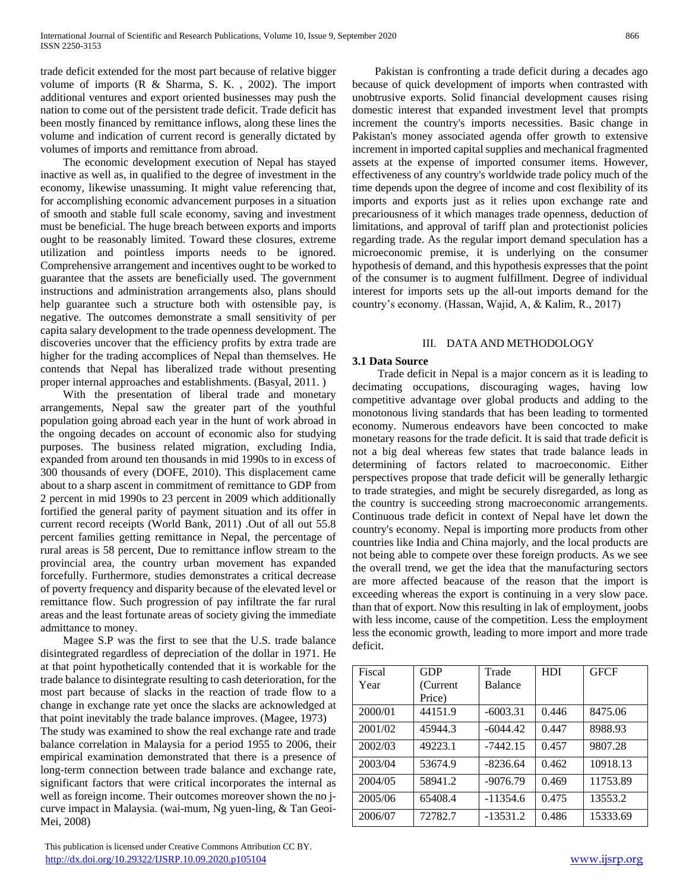trade deficit extended for the most part because of relative bigger volume of imports (R & Sharma, S. K. , 2002). The import additional ventures and export oriented businesses may push the nation to come out of the persistent trade deficit. Trade deficit has been mostly financed by remittance inflows, along these lines the volume and indication of current record is generally dictated by volumes of imports and remittance from abroad.

The economic development execution of Nepal has stayed inactive as well as, in qualified to the degree of investment in the economy, likewise unassuming. It might value referencing that, for accomplishing economic advancement purposes in a situation of smooth and stable full scale economy, saving and investment must be beneficial. The huge breach between exports and imports ought to be reasonably limited. Toward these closures, extreme utilization and pointless imports needs to be ignored. Comprehensive arrangement and incentives ought to be worked to guarantee that the assets are beneficially used. The government instructions and administration arrangements also, plans should help guarantee such a structure both with ostensible pay, is negative. The outcomes demonstrate a small sensitivity of per capita salary development to the trade openness development. The discoveries uncover that the efficiency profits by extra trade are higher for the trading accomplices of Nepal than themselves. He contends that Nepal has liberalized trade without presenting proper internal approaches and establishments. (Basyal, 2011. )

With the presentation of liberal trade and monetary arrangements, Nepal saw the greater part of the youthful population going abroad each year in the hunt of work abroad in the ongoing decades on account of economic also for studying purposes. The business related migration, excluding India, expanded from around ten thousands in mid 1990s to in excess of 300 thousands of every (DOFE, 2010). This displacement came about to a sharp ascent in commitment of remittance to GDP from 2 percent in mid 1990s to 23 percent in 2009 which additionally fortified the general parity of payment situation and its offer in current record receipts (World Bank, 2011) .Out of all out 55.8 percent families getting remittance in Nepal, the percentage of rural areas is 58 percent, Due to remittance inflow stream to the provincial area, the country urban movement has expanded forcefully. Furthermore, studies demonstrates a critical decrease of poverty frequency and disparity because of the elevated level or remittance flow. Such progression of pay infiltrate the far rural areas and the least fortunate areas of society giving the immediate admittance to money.

Magee S.P was the first to see that the U.S. trade balance disintegrated regardless of depreciation of the dollar in 1971. He at that point hypothetically contended that it is workable for the trade balance to disintegrate resulting to cash deterioration, for the most part because of slacks in the reaction of trade flow to a change in exchange rate yet once the slacks are acknowledged at that point inevitably the trade balance improves. (Magee, 1973)

The study was examined to show the real exchange rate and trade balance correlation in Malaysia for a period 1955 to 2006, their empirical examination demonstrated that there is a presence of long-term connection between trade balance and exchange rate, significant factors that were critical incorporates the internal as well as foreign income. Their outcomes moreover shown the no j-curve impact in Malaysia. (wai-mum, Ng yuen-ling, & Tan Geoi-Mei, 2008)

Pakistan is confronting a trade deficit during a decades ago because of quick development of imports when contrasted with unobtrusive exports. Solid financial development causes rising domestic interest that expanded investment level that prompts increment the country's imports necessities. Basic change in Pakistan's money associated agenda offer growth to extensive increment in imported capital supplies and mechanical fragmented assets at the expense of imported consumer items. However, effectiveness of any country's worldwide trade policy much of the time depends upon the degree of income and cost flexibility of its imports and exports just as it relies upon exchange rate and precariousness of it which manages trade openness, deduction of limitations, and approval of tariff plan and protectionist policies regarding trade. As the regular import demand speculation has a microeconomic premise, it is underlying on the consumer hypothesis of demand, and this hypothesis expresses that the point of the consumer is to augment fulfillment. Degree of individual interest for imports sets up the all-out imports demand for the country's economy. (Hassan, Wajid, A, & Kalim, R., 2017)

## III. DATA AND METHODOLOGY

### 3.1 Data Source

Trade deficit in Nepal is a major concern as it is leading to decimating occupations, discouraging wages, having low competitive advantage over global products and adding to the monotonous living standards that has been leading to tormented economy. Numerous endeavors have been concocted to make monetary reasons for the trade deficit. It is said that trade deficit is not a big deal whereas few states that trade balance leads in determining of factors related to macroeconomic. Either perspectives propose that trade deficit will be generally lethargic to trade strategies, and might be securely disregarded, as long as the country is succeeding strong macroeconomic arrangements. Continuous trade deficit in context of Nepal have let down the country's economy. Nepal is importing more products from other countries like India and China majorly, and the local products are not being able to compete over these foreign products. As we see the overall trend, we get the idea that the manufacturing sectors are more affected beacause of the reason that the import is exceeding whereas the export is continuing in a very slow pace. than that of export. Now this resulting in lak of employment, joobs with less income, cause of the competition. Less the employment less the economic growth, leading to more import and more trade deficit.

| Fiscal Year | GDP (Current Price) | Trade Balance | HDI | GFCF |
|---|---|---|---|---|
| 2000/01 | 44151.9 | -6003.31 | 0.446 | 8475.06 |
| 2001/02 | 45944.3 | -6044.42 | 0.447 | 8988.93 |
| 2002/03 | 49223.1 | -7442.15 | 0.457 | 9807.28 |
| 2003/04 | 53674.9 | -8236.64 | 0.462 | 10918.13 |
| 2004/05 | 58941.2 | -9076.79 | 0.469 | 11753.89 |
| 2005/06 | 65408.4 | -11354.6 | 0.475 | 13553.2 |
| 2006/07 | 72782.7 | -13531.2 | 0.486 | 15333.69 |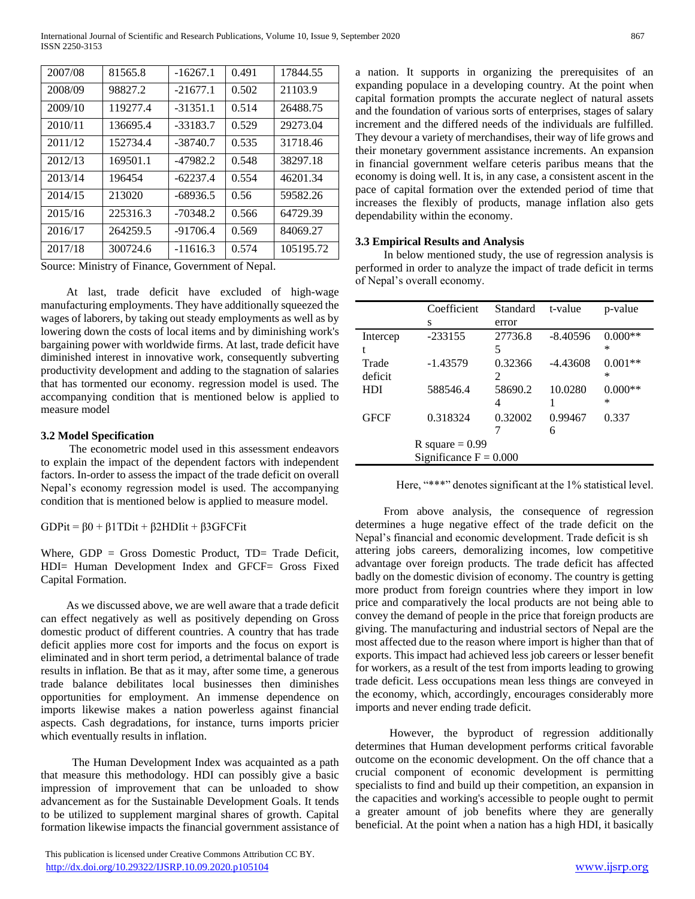| 2007/08 | 81565.8 | -16267.1 | 0.491 | 17844.55 |
|---|---|---|---|---|
| 2008/09 | 98827.2 | -21677.1 | 0.502 | 21103.9 |
| 2009/10 | 119277.4 | -31351.1 | 0.514 | 26488.75 |
| 2010/11 | 136695.4 | -33183.7 | 0.529 | 29273.04 |
| 2011/12 | 152734.4 | -38740.7 | 0.535 | 31718.46 |
| 2012/13 | 169501.1 | -47982.2 | 0.548 | 38297.18 |
| 2013/14 | 196454 | -62237.4 | 0.554 | 46201.34 |
| 2014/15 | 213020 | -68936.5 | 0.56 | 59582.26 |
| 2015/16 | 225316.3 | -70348.2 | 0.566 | 64729.39 |
| 2016/17 | 264259.5 | -91706.4 | 0.569 | 84069.27 |
| 2017/18 | 300724.6 | -11616.3 | 0.574 | 105195.72 |

Source: Ministry of Finance, Government of Nepal.

At last, trade deficit have excluded of high-wage manufacturing employments. They have additionally squeezed the wages of laborers, by taking out steady employments as well as by lowering down the costs of local items and by diminishing work's bargaining power with worldwide firms. At last, trade deficit have diminished interest in innovative work, consequently subverting productivity development and adding to the stagnation of salaries that has tormented our economy. regression model is used. The accompanying condition that is mentioned below is applied to measure model

### 3.2 Model Specification

The econometric model used in this assessment endeavors to explain the impact of the dependent factors with independent factors. In-order to assess the impact of the trade deficit on overall Nepal's economy regression model is used. The accompanying condition that is mentioned below is applied to measure model.

$$GDP_{it} = \beta_0 + \beta_1 TD_{it} + \beta_2 HDI_{it} + \beta_3 GFCF_{it}$$

Where, GDP = Gross Domestic Product, TD= Trade Deficit, HDI= Human Development Index and GFCF= Gross Fixed Capital Formation.

As we discussed above, we are well aware that a trade deficit can effect negatively as well as positively depending on Gross domestic product of different countries. A country that has trade deficit applies more cost for imports and the focus on export is eliminated and in short term period, a detrimental balance of trade results in inflation. Be that as it may, after some time, a generous trade balance debilitates local businesses then diminishes opportunities for employment. An immense dependence on imports likewise makes a nation powerless against financial aspects. Cash degradations, for instance, turns imports pricier which eventually results in inflation.

The Human Development Index was acquainted as a path that measure this methodology. HDI can possibly give a basic impression of improvement that can be unloaded to show advancement as for the Sustainable Development Goals. It tends to be utilized to supplement marginal shares of growth. Capital formation likewise impacts the financial government assistance of a nation. It supports in organizing the prerequisites of an expanding populace in a developing country. At the point when capital formation prompts the accurate neglect of natural assets and the foundation of various sorts of enterprises, stages of salary increment and the differed needs of the individuals are fulfilled. They devour a variety of merchandises, their way of life grows and their monetary government assistance increments. An expansion in financial government welfare ceteris paribus means that the economy is doing well. It is, in any case, a consistent ascent in the pace of capital formation over the extended period of time that increases the flexibly of products, manage inflation also gets dependability within the economy.

### 3.3 Empirical Results and Analysis

In below mentioned study, the use of regression analysis is performed in order to analyze the impact of trade deficit in terms of Nepal's overall economy.

| | Coefficients | Standard error | t-value | p-value |
|---|---|---|---|---|
| Intercept | -233155 | 27736.85 | -8.40596 | 0.000*** |
| Trade deficit | -1.43579 | 0.323662 | -4.43608 | 0.001*** |
| HDI | 588546.4 | 58690.24 | 10.02801 | 0.000*** |
| GFCF | 0.318324 | 0.320027 | 0.994676 | 0.337 |
| | R square = 0.99 | | | |
| | Significance F = 0.000 | | | |

Here, "***" denotes significant at the 1% statistical level.

From above analysis, the consequence of regression determines a huge negative effect of the trade deficit on the Nepal's financial and economic development. Trade deficit is shattering jobs careers, demoralizing incomes, low competitive advantage over foreign products. The trade deficit has affected badly on the domestic division of economy. The country is getting more product from foreign countries where they import in low price and comparatively the local products are not being able to convey the demand of people in the price that foreign products are giving. The manufacturing and industrial sectors of Nepal are the most affected due to the reason where import is higher than that of exports. This impact had achieved less job careers or lesser benefit for workers, as a result of the test from imports leading to growing trade deficit. Less occupations mean less things are conveyed in the economy, which, accordingly, encourages considerably more imports and never ending trade deficit.

However, the byproduct of regression additionally determines that Human development performs critical favorable outcome on the economic development. On the off chance that a crucial component of economic development is permitting specialists to find and build up their competition, an expansion in the capacities and working's accessible to people ought to permit a greater amount of job benefits where they are generally beneficial. At the point when a nation has a high HDI, it basically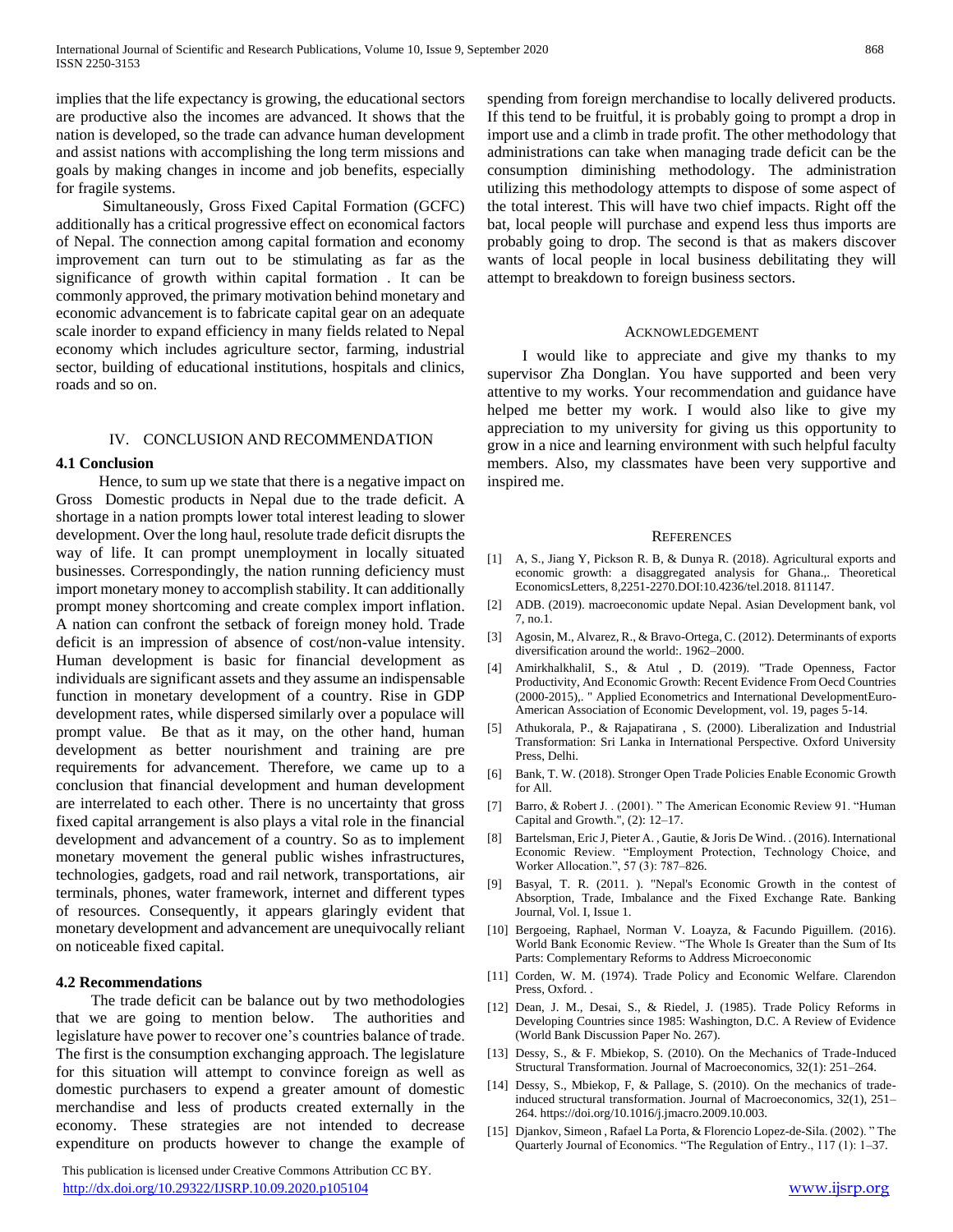implies that the life expectancy is growing, the educational sectors are productive also the incomes are advanced. It shows that the nation is developed, so the trade can advance human development and assist nations with accomplishing the long term missions and goals by making changes in income and job benefits, especially for fragile systems.

Simultaneously, Gross Fixed Capital Formation (GCFC) additionally has a critical progressive effect on economical factors of Nepal. The connection among capital formation and economy improvement can turn out to be stimulating as far as the significance of growth within capital formation . It can be commonly approved, the primary motivation behind monetary and economic advancement is to fabricate capital gear on an adequate scale inorder to expand efficiency in many fields related to Nepal economy which includes agriculture sector, farming, industrial sector, building of educational institutions, hospitals and clinics, roads and so on.

## IV. Conclusion and Recommendation

### 4.1 Conclusion

Hence, to sum up we state that there is a negative impact on Gross Domestic products in Nepal due to the trade deficit. A shortage in a nation prompts lower total interest leading to slower development. Over the long haul, resolute trade deficit disrupts the way of life. It can prompt unemployment in locally situated businesses. Correspondingly, the nation running deficiency must import monetary money to accomplish stability. It can additionally prompt money shortcoming and create complex import inflation. A nation can confront the setback of foreign money hold. Trade deficit is an impression of absence of cost/non-value intensity. Human development is basic for financial development as individuals are significant assets and they assume an indispensable function in monetary development of a country. Rise in GDP development rates, while dispersed similarly over a populace will prompt value. Be that as it may, on the other hand, human development as better nourishment and training are pre requirements for advancement. Therefore, we came up to a conclusion that financial development and human development are interrelated to each other. There is no uncertainty that gross fixed capital arrangement is also plays a vital role in the financial development and advancement of a country. So as to implement monetary movement the general public wishes infrastructures, technologies, gadgets, road and rail network, transportations, air terminals, phones, water framework, internet and different types of resources. Consequently, it appears glaringly evident that monetary development and advancement are unequivocally reliant on noticeable fixed capital.

### 4.2 Recommendations

The trade deficit can be balance out by two methodologies that we are going to mention below. The authorities and legislature have power to recover one's countries balance of trade. The first is the consumption exchanging approach. The legislature for this situation will attempt to convince foreign as well as domestic purchasers to expend a greater amount of domestic merchandise and less of products created externally in the economy. These strategies are not intended to decrease expenditure on products however to change the example of spending from foreign merchandise to locally delivered products. If this tend to be fruitful, it is probably going to prompt a drop in import use and a climb in trade profit. The other methodology that administrations can take when managing trade deficit can be the consumption diminishing methodology. The administration utilizing this methodology attempts to dispose of some aspect of the total interest. This will have two chief impacts. Right off the bat, local people will purchase and expend less thus imports are probably going to drop. The second is that as makers discover wants of local people in local business debilitating they will attempt to breakdown to foreign business sectors.

## Acknowledgement

I would like to appreciate and give my thanks to my supervisor Zha Donglan. You have supported and been very attentive to my works. Your recommendation and guidance have helped me better my work. I would also like to give my appreciation to my university for giving us this opportunity to grow in a nice and learning environment with such helpful faculty members. Also, my classmates have been very supportive and inspired me.

## References

[1] A, S., Jiang Y, Pickson R. B, & Dunya R. (2018). Agricultural exports and economic growth: a disaggregated analysis for Ghana.,. Theoretical EconomicsLetters, 8,2251-2270.DOI:10.4236/tel.2018. 811147.

[2] ADB. (2019). macroeconomic update Nepal. Asian Development bank, vol 7, no.1.

[3] Agosin, M., Alvarez, R., & Bravo-Ortega, C. (2012). Determinants of exports diversification around the world:. 1962–2000.

[4] AmirkhalkhaliI, S., & Atul , D. (2019). "Trade Openness, Factor Productivity, And Economic Growth: Recent Evidence From Oecd Countries (2000-2015),. " Applied Econometrics and International DevelopmentEuro-American Association of Economic Development, vol. 19, pages 5-14.

[5] Athukorala, P., & Rajapatirana , S. (2000). Liberalization and Industrial Transformation: Sri Lanka in International Perspective. Oxford University Press, Delhi.

[6] Bank, T. W. (2018). Stronger Open Trade Policies Enable Economic Growth for All.

[7] Barro, & Robert J. . (2001). " The American Economic Review 91. "Human Capital and Growth.", (2): 12–17.

[8] Bartelsman, Eric J, Pieter A. , Gautie, & Joris De Wind. . (2016). International Economic Review. "Employment Protection, Technology Choice, and Worker Allocation.", 57 (3): 787–826.

[9] Basyal, T. R. (2011. ). "Nepal's Economic Growth in the contest of Absorption, Trade, Imbalance and the Fixed Exchange Rate. Banking Journal, Vol. I, Issue 1.

[10] Bergoeing, Raphael, Norman V. Loayza, & Facundo Piguillem. (2016). World Bank Economic Review. "The Whole Is Greater than the Sum of Its Parts: Complementary Reforms to Address Microeconomic

[11] Corden, W. M. (1974). Trade Policy and Economic Welfare. Clarendon Press, Oxford. .

[12] Dean, J. M., Desai, S., & Riedel, J. (1985). Trade Policy Reforms in Developing Countries since 1985: Washington, D.C. A Review of Evidence (World Bank Discussion Paper No. 267).

[13] Dessy, S., & F. Mbiekop, S. (2010). On the Mechanics of Trade-Induced Structural Transformation. Journal of Macroeconomics, 32(1): 251–264.

[14] Dessy, S., Mbiekop, F, & Pallage, S. (2010). On the mechanics of trade-induced structural transformation. Journal of Macroeconomics, 32(1), 251–264. https://doi.org/10.1016/j.jmacro.2009.10.003.

[15] Djankov, Simeon , Rafael La Porta, & Florencio Lopez-de-Sila. (2002). " The Quarterly Journal of Economics. "The Regulation of Entry., 117 (1): 1–37.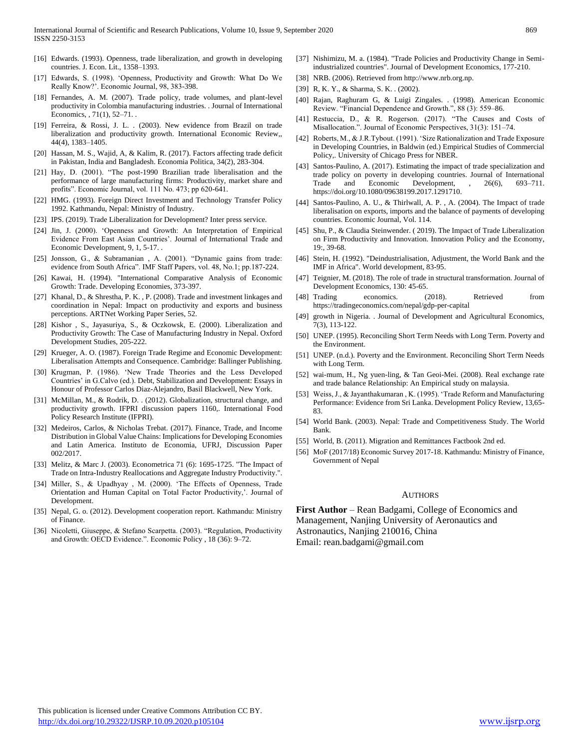[16] Edwards. (1993). Openness, trade liberalization, and growth in developing countries. J. Econ. Lit., 1358–1393.

[17] Edwards, S. (1998). 'Openness, Productivity and Growth: What Do We Really Know?'. Economic Journal, 98, 383-398.

[18] Fernandes, A. M. (2007). Trade policy, trade volumes, and plant-level productivity in Colombia manufacturing industries. . Journal of International Economics, , 71(1), 52–71. .

[19] Ferreira, & Rossi, J. L. . (2003). New evidence from Brazil on trade liberalization and productivity growth. International Economic Review,, 44(4), 1383–1405.

[20] Hassan, M. S., Wajid, A, & Kalim, R. (2017). Factors affecting trade deficit in Pakistan, India and Bangladesh. Economia Politica, 34(2), 283-304.

[21] Hay, D. (2001). "The post-1990 Brazilian trade liberalisation and the performance of large manufacturing firms: Productivity, market share and profits". Economic Journal, vol. 111 No. 473; pp 620-641.

[22] HMG. (1993). Foreign Direct Investment and Technology Transfer Policy 1992. Kathmandu, Nepal: Ministry of Industry.

[23] IPS. (2019). Trade Liberalization for Development? Inter press service.

[24] Jin, J. (2000). 'Openness and Growth: An Interpretation of Empirical Evidence From East Asian Countries'. Journal of International Trade and Economic Development, 9, 1, 5-17. .

[25] Jonsson, G., & Subramanian , A. (2001). "Dynamic gains from trade: evidence from South Africa". IMF Staff Papers, vol. 48, No.1; pp.187-224.

[26] Kawai, H. (1994). "International Comparative Analysis of Economic Growth: Trade. Developing Economies, 373-397.

[27] Khanal, D., & Shrestha, P. K. , P. (2008). Trade and investment linkages and coordination in Nepal: Impact on productivity and exports and business perceptions. ARTNet Working Paper Series, 52.

[28] Kishor , S., Jayasuriya, S., & Oczkowsk, E. (2000). Liberalization and Productivity Growth: The Case of Manufacturing Industry in Nepal. Oxford Development Studies, 205-222.

[29] Krueger, A. O. (1987). Foreign Trade Regime and Economic Development: Liberalisation Attempts and Consequence. Cambridge: Ballinger Publishing.

[30] Krugman, P. (1986). 'New Trade Theories and the Less Developed Countries' in G.Calvo (ed.). Debt, Stabilization and Development: Essays in Honour of Professor Carlos Diaz-Alejandro, Basil Blackwell, New York.

[31] McMillan, M., & Rodrik, D. . (2012). Globalization, structural change, and productivity growth. IFPRI discussion papers 1160,. International Food Policy Research Institute (IFPRI).

[32] Medeiros, Carlos, & Nicholas Trebat. (2017). Finance, Trade, and Income Distribution in Global Value Chains: Implications for Developing Economies and Latin America. Instituto de Economia, UFRJ, Discussion Paper 002/2017.

[33] Melitz, & Marc J. (2003). Econometrica 71 (6): 1695-1725. "The Impact of Trade on Intra-Industry Reallocations and Aggregate Industry Productivity.".

[34] Miller, S., & Upadhyay , M. (2000). 'The Effects of Openness, Trade Orientation and Human Capital on Total Factor Productivity,'. Journal of Development.

[35] Nepal, G. o. (2012). Development cooperation report. Kathmandu: Ministry of Finance.

[36] Nicoletti, Giuseppe, & Stefano Scarpetta. (2003). "Regulation, Productivity and Growth: OECD Evidence.". Economic Policy , 18 (36): 9–72.

[37] Nishimizu, M. a. (1984). "Trade Policies and Productivity Change in Semi-industrialized countries". Journal of Development Economics, 177-210.

[38] NRB. (2006). Retrieved from http://www.nrb.org.np.

[39] R, K. Y., & Sharma, S. K. . (2002).

[40] Rajan, Raghuram G, & Luigi Zingales. . (1998). American Economic Review. "Financial Dependence and Growth.", 88 (3): 559–86.

[41] Restuccia, D., & R. Rogerson. (2017). "The Causes and Costs of Misallocation.". Journal of Economic Perspectives, 31(3): 151–74.

[42] Roberts, M., & J.R.Tybout. (1991). 'Size Rationalization and Trade Exposure in Developing Countries, in Baldwin (ed.) Empirical Studies of Commercial Policy,. University of Chicago Press for NBER.

[43] Santos-Paulino, A. (2017). Estimating the impact of trade specialization and trade policy on poverty in developing countries. Journal of International Trade and Economic Development, , 26(6), 693–711. https://doi.org/10.1080/09638199.2017.1291710.

[44] Santos-Paulino, A. U., & Thirlwall, A. P. , A. (2004). The Impact of trade liberalisation on exports, imports and the balance of payments of developing countries. Economic Journal, Vol. 114.

[45] Shu, P., & Claudia Steinwender. ( 2019). The Impact of Trade Liberalization on Firm Productivity and Innovation. Innovation Policy and the Economy, 19:, 39-68.

[46] Stein, H. (1992). "Deindustrialisation, Adjustment, the World Bank and the IMF in Africa". World development, 83-95.

[47] Teignier, M. (2018). The role of trade in structural transformation. Journal of Development Economics, 130: 45-65.

[48] Trading economics. (2018). Retrieved from https://tradingeconomics.com/nepal/gdp-per-capital

[49] growth in Nigeria. . Journal of Development and Agricultural Economics, 7(3), 113-122.

[50] UNEP. (1995). Reconciling Short Term Needs with Long Term. Poverty and the Environment.

[51] UNEP. (n.d.). Poverty and the Environment. Reconciling Short Term Needs with Long Term.

[52] wai-mum, H., Ng yuen-ling, & Tan Geoi-Mei. (2008). Real exchange rate and trade balance Relationship: An Empirical study on malaysia.

[53] Weiss, J., & Jayanthakumaran , K. (1995). 'Trade Reform and Manufacturing Performance: Evidence from Sri Lanka. Development Policy Review, 13,65-83.

[54] World Bank. (2003). Nepal: Trade and Competitiveness Study. The World Bank.

[55] World, B. (2011). Migration and Remittances Factbook 2nd ed.

[56] MoF (2017/18) Economic Survey 2017-18. Kathmandu: Ministry of Finance, Government of Nepal

## AUTHORS

**First Author** – Rean Badgami, College of Economics and Management, Nanjing University of Aeronautics and Astronautics, Nanjing 210016, China
Email: rean.badgami@gmail.com